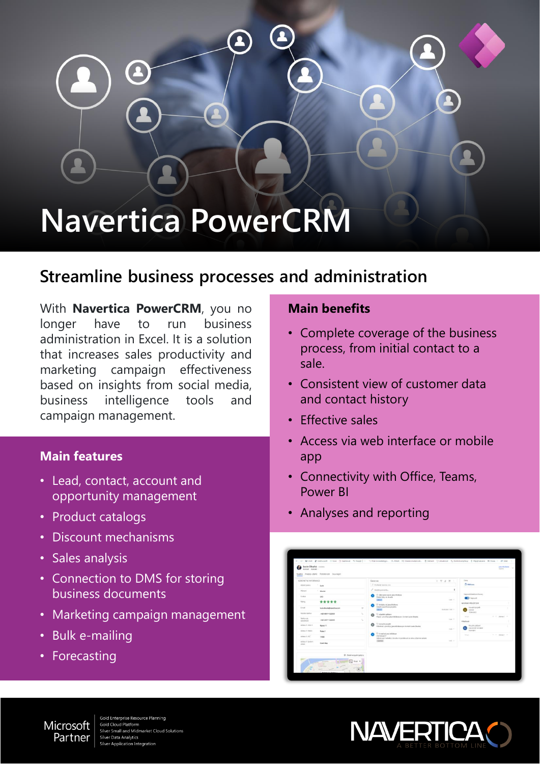# Navertica PowerCRM

## Streamline business processes and administration

With **Navertica PowerCRM**, you no longer have to run business administration in Excel. It is a solution that increases sales productivity and marketing campaign effectiveness based on insights from social media, business intelligence tools and campaign management.

### Main features

- Lead, contact, account and opportunity management
- Product catalogs
- Discount mechanisms
- Sales analysis
- Connection to DMS for storing business documents
- Marketing campaign management
- Bulk e-mailing
- Forecasting

### Main benefits

- Complete coverage of the business process, from initial contact to a sale.
- Consistent view of customer data and contact history
- Effective sales
- Access via web interface or mobile app
- Connectivity with Office, Teams, Power BI
- Analyses and reporting

Microsoft Partner
Gold Enterprise Resource Planning
Gold Cloud Platform
Silver Small and Midmarket Cloud Solutions
Silver Data Analytics
Silver Application Integration

NAVERTICA
A BETTER BOTTOM LINE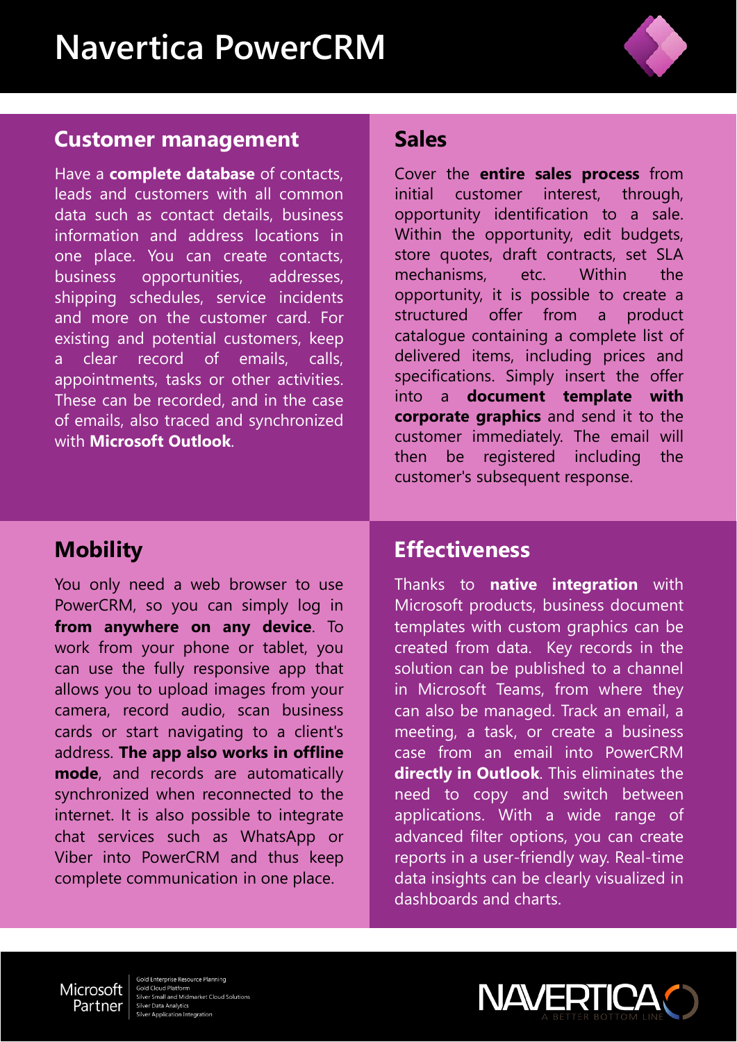# Navertica PowerCRM

## Customer management

Have a **complete database** of contacts, leads and customers with all common data such as contact details, business information and address locations in one place. You can create contacts, business opportunities, addresses, shipping schedules, service incidents and more on the customer card. For existing and potential customers, keep a clear record of emails, calls, appointments, tasks or other activities. These can be recorded, and in the case of emails, also traced and synchronized with **Microsoft Outlook**.

## Sales

Cover the **entire sales process** from initial customer interest, through, opportunity identification to a sale. Within the opportunity, edit budgets, store quotes, draft contracts, set SLA mechanisms, etc. Within the opportunity, it is possible to create a structured offer from a product catalogue containing a complete list of delivered items, including prices and specifications. Simply insert the offer into a **document template with corporate graphics** and send it to the customer immediately. The email will then be registered including the customer's subsequent response.

## Mobility

You only need a web browser to use PowerCRM, so you can simply log in **from anywhere on any device**. To work from your phone or tablet, you can use the fully responsive app that allows you to upload images from your camera, record audio, scan business cards or start navigating to a client's address. **The app also works in offline mode**, and records are automatically synchronized when reconnected to the internet. It is also possible to integrate chat services such as WhatsApp or Viber into PowerCRM and thus keep complete communication in one place.

## Effectiveness

Thanks to **native integration** with Microsoft products, business document templates with custom graphics can be created from data. Key records in the solution can be published to a channel in Microsoft Teams, from where they can also be managed. Track an email, a meeting, a task, or create a business case from an email into PowerCRM **directly in Outlook**. This eliminates the need to copy and switch between applications. With a wide range of advanced filter options, you can create reports in a user-friendly way. Real-time data insights can be clearly visualized in dashboards and charts.

Microsoft Partner
Gold Enterprise Resource Planning
Gold Cloud Platform
Silver Small and Midmarket Cloud Solutions
Silver Data Analytics
Silver Application Integration

NAVERTICA
A BETTER BOTTOM LINE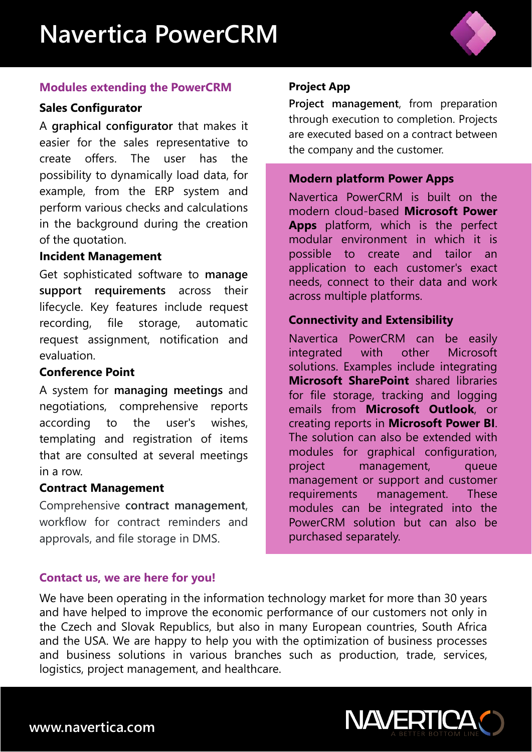# Navertica PowerCRM

## Modules extending the PowerCRM

### Sales Configurator

A **graphical configurator** that makes it easier for the sales representative to create offers. The user has the possibility to dynamically load data, for example, from the ERP system and perform various checks and calculations in the background during the creation of the quotation.

### Incident Management

Get sophisticated software to **manage support requirements** across their lifecycle. Key features include request recording, file storage, automatic request assignment, notification and evaluation.

### Conference Point

A system for **managing meetings** and negotiations, comprehensive reports according to the user's wishes, templating and registration of items that are consulted at several meetings in a row.

### Contract Management

Comprehensive **contract management**, workflow for contract reminders and approvals, and file storage in DMS.

### Project App

**Project management**, from preparation through execution to completion. Projects are executed based on a contract between the company and the customer.

### Modern platform Power Apps

Navertica PowerCRM is built on the modern cloud-based **Microsoft Power Apps** platform, which is the perfect modular environment in which it is possible to create and tailor an application to each customer's exact needs, connect to their data and work across multiple platforms.

### Connectivity and Extensibility

Navertica PowerCRM can be easily integrated with other Microsoft solutions. Examples include integrating **Microsoft SharePoint** shared libraries for file storage, tracking and logging emails from **Microsoft Outlook**, or creating reports in **Microsoft Power BI**. The solution can also be extended with modules for graphical configuration, project management, queue management or support and customer requirements management. These modules can be integrated into the PowerCRM solution but can also be purchased separately.

## Contact us, we are here for you!

We have been operating in the information technology market for more than 30 years and have helped to improve the economic performance of our customers not only in the Czech and Slovak Republics, but also in many European countries, South Africa and the USA. We are happy to help you with the optimization of business processes and business solutions in various branches such as production, trade, services, logistics, project management, and healthcare.

www.navertica.com

NAVERTICA

A BETTER BOTTOM LINE